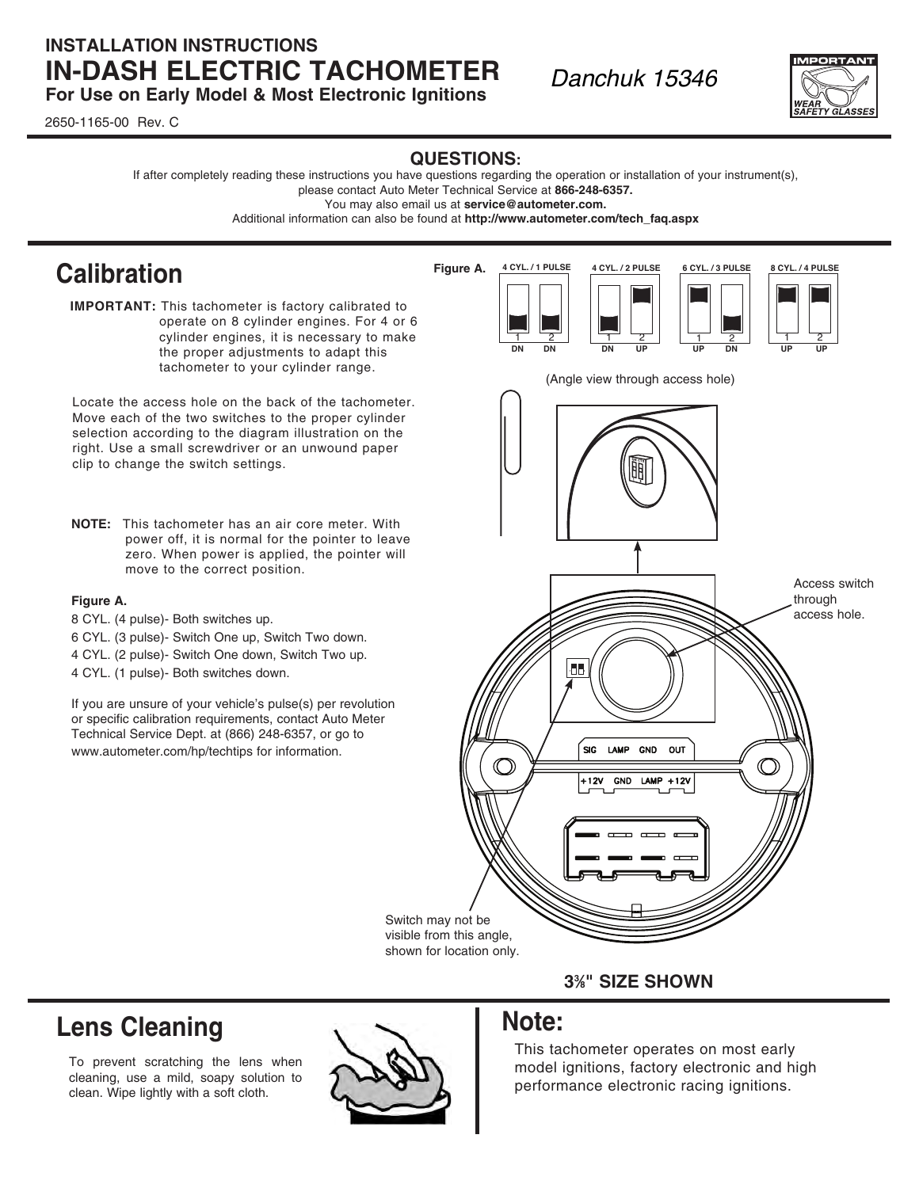# INSTALLATION INSTRUCTIONS
# IN-DASH ELECTRIC TACHOMETER

**For Use on Early Model & Most Electronic Ignitions**

*Danchuk 15346*

2650-1165-00 Rev. C

**IMPORTANT** WEAR SAFETY GLASSES

## QUESTIONS:

If after completely reading these instructions you have questions regarding the operation or installation of your instrument(s), please contact Auto Meter Technical Service at **866-248-6357.**
You may also email us at **service@autometer.com.**
Additional information can also be found at **http://www.autometer.com/tech_faq.aspx**

## Calibration

**IMPORTANT:** This tachometer is factory calibrated to operate on 8 cylinder engines. For 4 or 6 cylinder engines, it is necessary to make the proper adjustments to adapt this tachometer to your cylinder range.

Locate the access hole on the back of the tachometer. Move each of the two switches to the proper cylinder selection according to the diagram illustration on the right. Use a small screwdriver or an unwound paper clip to change the switch settings.

**NOTE:** This tachometer has an air core meter. With power off, it is normal for the pointer to leave zero. When power is applied, the pointer will move to the correct position.

**Figure A.**

8 CYL. (4 pulse)- Both switches up.
6 CYL. (3 pulse)- Switch One up, Switch Two down.
4 CYL. (2 pulse)- Switch One down, Switch Two up.
4 CYL. (1 pulse)- Both switches down.

If you are unsure of your vehicle's pulse(s) per revolution or specific calibration requirements, contact Auto Meter Technical Service Dept. at (866) 248-6357, or go to www.autometer.com/hp/techtips for information.

**Figure A.**

| 4 CYL. / 1 PULSE | 4 CYL. / 2 PULSE | 6 CYL. / 3 PULSE | 8 CYL. / 4 PULSE |
|---|---|---|---|
| 1 DN, 2 DN | 1 DN, 2 UP | 1 UP, 2 DN | 1 UP, 2 UP |

(Angle view through access hole)

Access switch through access hole.

SIG LAMP GND OUT
+12V GND LAMP +12V

Switch may not be visible from this angle, shown for location only.

**3⅜" SIZE SHOWN**

## Lens Cleaning

To prevent scratching the lens when cleaning, use a mild, soapy solution to clean. Wipe lightly with a soft cloth.

## Note:

This tachometer operates on most early model ignitions, factory electronic and high performance electronic racing ignitions.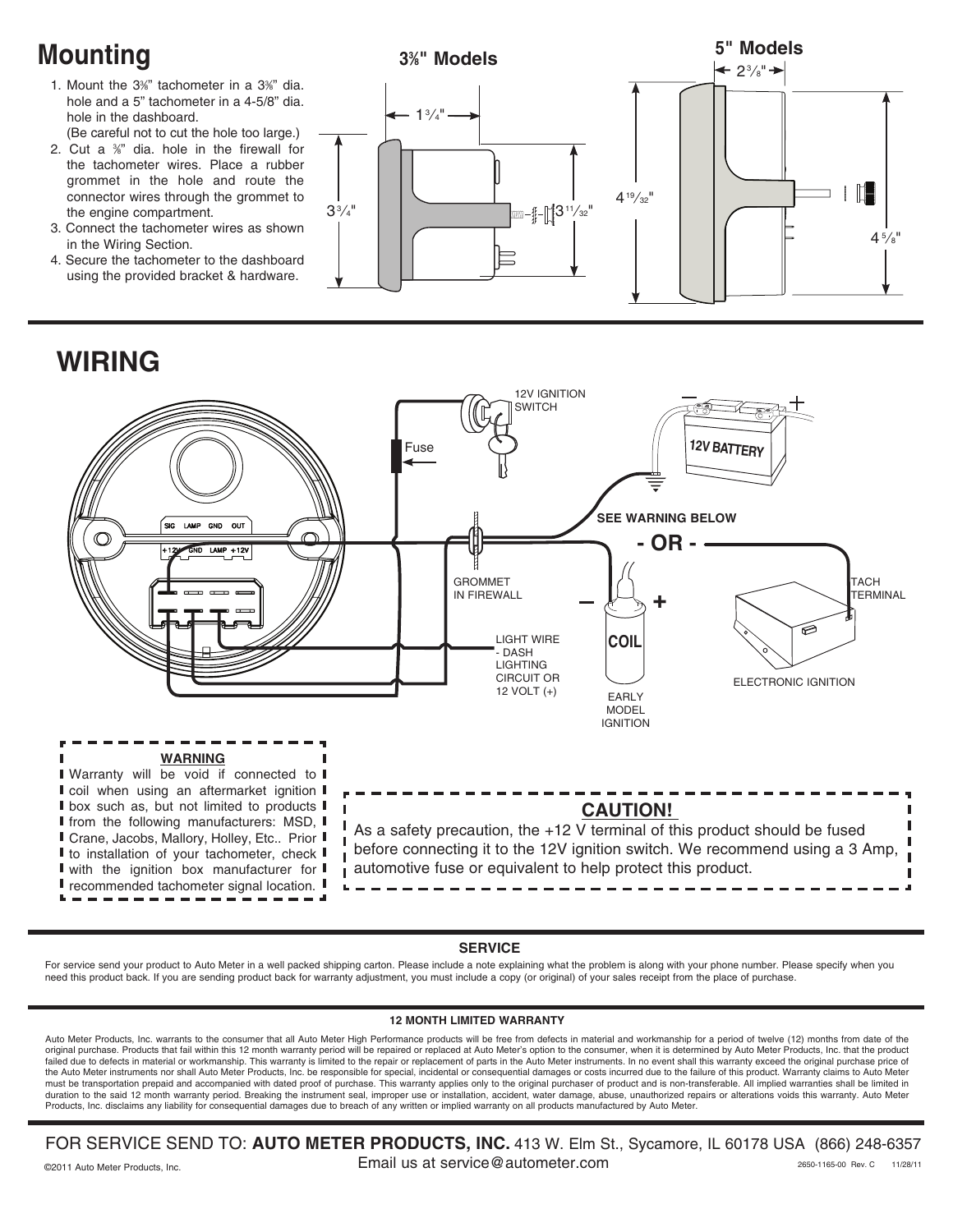# Mounting

1. Mount the 3⅜" tachometer in a 3⅜" dia. hole and a 5" tachometer in a 4-5/8" dia. hole in the dashboard.
   (Be careful not to cut the hole too large.)
2. Cut a ⅜" dia. hole in the firewall for the tachometer wires. Place a rubber grommet in the hole and route the connector wires through the grommet to the engine compartment.
3. Connect the tachometer wires as shown in the Wiring Section.
4. Secure the tachometer to the dashboard using the provided bracket & hardware.

**3⅜" Models**

1¾"

3¾"

3 11/32"

**5" Models**

2⅜"

4 19/32"

4⅝"

# WIRING

SIG LAMP GND OUT

+12V GND LAMP +12V

12V IGNITION SWITCH

Fuse

12V BATTERY

SEE WARNING BELOW

- OR -

GROMMET IN FIREWALL

TACH TERMINAL

LIGHT WIRE - DASH LIGHTING CIRCUIT OR 12 VOLT (+)

COIL

EARLY MODEL IGNITION

ELECTRONIC IGNITION

**WARNING**

Warranty will be void if connected to coil when using an aftermarket ignition box such as, but not limited to products from the following manufacturers: MSD, Crane, Jacobs, Mallory, Holley, Etc.. Prior to installation of your tachometer, check with the ignition box manufacturer for recommended tachometer signal location.

**CAUTION!**

As a safety precaution, the +12 V terminal of this product should be fused before connecting it to the 12V ignition switch. We recommend using a 3 Amp, automotive fuse or equivalent to help protect this product.

### SERVICE

For service send your product to Auto Meter in a well packed shipping carton. Please include a note explaining what the problem is along with your phone number. Please specify when you need this product back. If you are sending product back for warranty adjustment, you must include a copy (or original) of your sales receipt from the place of purchase.

### 12 MONTH LIMITED WARRANTY

Auto Meter Products, Inc. warrants to the consumer that all Auto Meter High Performance products will be free from defects in material and workmanship for a period of twelve (12) months from date of the original purchase. Products that fail within this 12 month warranty period will be repaired or replaced at Auto Meter's option to the consumer, when it is determined by Auto Meter Products, Inc. that the product failed due to defects in material or workmanship. This warranty is limited to the repair or replacement of parts in the Auto Meter instruments. In no event shall this warranty exceed the original purchase price of the Auto Meter instruments nor shall Auto Meter Products, Inc. be responsible for special, incidental or consequential damages or costs incurred due to the failure of this product. Warranty claims to Auto Meter must be transportation prepaid and accompanied with dated proof of purchase. This warranty applies only to the original purchaser of product and is non-transferable. All implied warranties shall be limited in duration to the said 12 month warranty period. Breaking the instrument seal, improper use or installation, accident, water damage, abuse, unauthorized repairs or alterations voids this warranty. Auto Meter Products, Inc. disclaims any liability for consequential damages due to breach of any written or implied warranty on all products manufactured by Auto Meter.

FOR SERVICE SEND TO: **AUTO METER PRODUCTS, INC.** 413 W. Elm St., Sycamore, IL 60178 USA (866) 248-6357

Email us at service@autometer.com

©2011 Auto Meter Products, Inc. 2650-1165-00 Rev. C 11/28/11